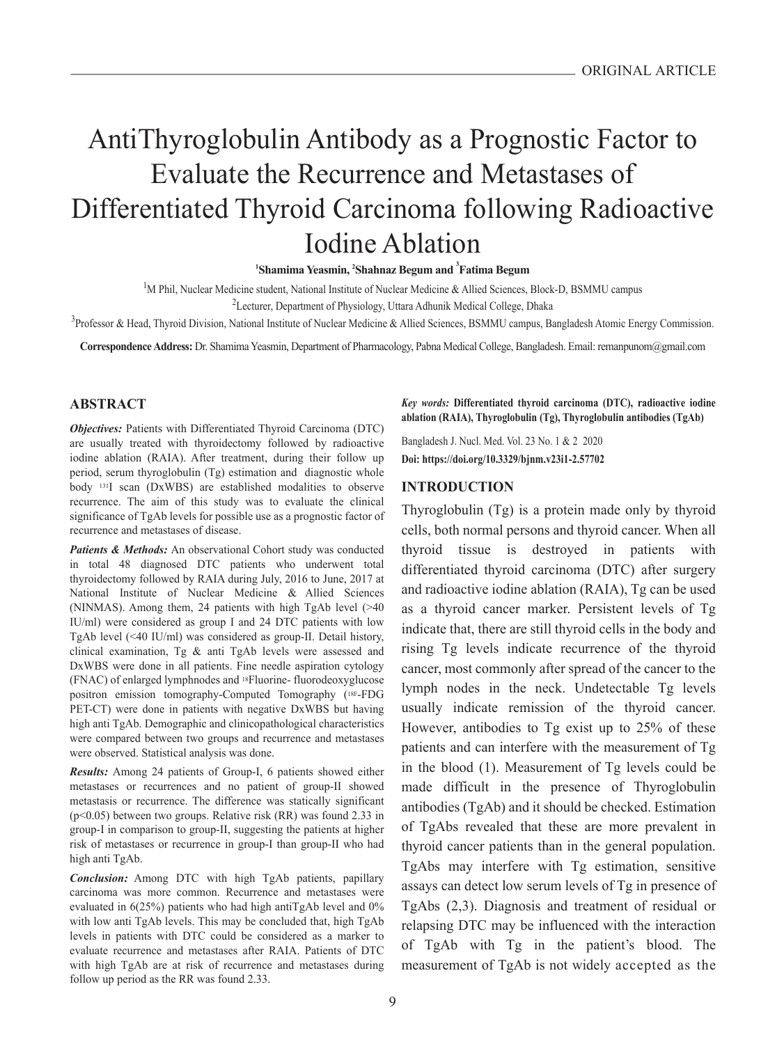ORIGINAL ARTICLE

# AntiThyroglobulin Antibody as a Prognostic Factor to Evaluate the Recurrence and Metastases of Differentiated Thyroid Carcinoma following Radioactive Iodine Ablation

**[1]Shamima Yeasmin, [2]Shahnaz Begum and [3]Fatima Begum**

[1]M Phil, Nuclear Medicine student, National Institute of Nuclear Medicine & Allied Sciences, Block-D, BSMMU campus

[2]Lecturer, Department of Physiology, Uttara Adhunik Medical College, Dhaka

[3]Professor & Head, Thyroid Division, National Institute of Nuclear Medicine & Allied Sciences, BSMMU campus, Bangladesh Atomic Energy Commission.

**Correspondence Address:** Dr. Shamima Yeasmin, Department of Pharmacology, Pabna Medical College, Bangladesh. Email: remanpunom@gmail.com

## ABSTRACT

***Objectives:*** Patients with Differentiated Thyroid Carcinoma (DTC) are usually treated with thyroidectomy followed by radioactive iodine ablation (RAIA). After treatment, during their follow up period, serum thyroglobulin (Tg) estimation and diagnostic whole body $^{131}$I scan (DxWBS) are established modalities to observe recurrence. The aim of this study was to evaluate the clinical significance of TgAb levels for possible use as a prognostic factor of recurrence and metastases of disease.

***Patients & Methods:*** An observational Cohort study was conducted in total 48 diagnosed DTC patients who underwent total thyroidectomy followed by RAIA during July, 2016 to June, 2017 at National Institute of Nuclear Medicine & Allied Sciences (NINMAS). Among them, 24 patients with high TgAb level (>40 IU/ml) were considered as group I and 24 DTC patients with low TgAb level (<40 IU/ml) was considered as group-II. Detail history, clinical examination, Tg & anti TgAb levels were assessed and DxWBS were done in all patients. Fine needle aspiration cytology (FNAC) of enlarged lymphnodes and $^{18}$Fluorine- fluorodeoxyglucose positron emission tomography-Computed Tomography ($^{18F}$-FDG PET-CT) were done in patients with negative DxWBS but having high anti TgAb. Demographic and clinicopathological characteristics were compared between two groups and recurrence and metastases were observed. Statistical analysis was done.

***Results:*** Among 24 patients of Group-I, 6 patients showed either metastases or recurrences and no patient of group-II showed metastasis or recurrence. The difference was statically significant ($p<0.05$) between two groups. Relative risk (RR) was found 2.33 in group-I in comparison to group-II, suggesting the patients at higher risk of metastases or recurrence in group-I than group-II who had high anti TgAb.

***Conclusion:*** Among DTC with high TgAb patients, papillary carcinoma was more common. Recurrence and metastases were evaluated in 6(25%) patients who had high antiTgAb level and 0% with low anti TgAb levels. This may be concluded that, high TgAb levels in patients with DTC could be considered as a marker to evaluate recurrence and metastases after RAIA. Patients of DTC with high TgAb are at risk of recurrence and metastases during follow up period as the RR was found 2.33.

***Key words:*** **Differentiated thyroid carcinoma (DTC), radioactive iodine ablation (RAIA), Thyroglobulin (Tg), Thyroglobulin antibodies (TgAb)**

Bangladesh J. Nucl. Med. Vol. 23 No. 1 & 2 2020

**Doi: https://doi.org/10.3329/bjnm.v23i1-2.57702**

## INTRODUCTION

Thyroglobulin (Tg) is a protein made only by thyroid cells, both normal persons and thyroid cancer. When all thyroid tissue is destroyed in patients with differentiated thyroid carcinoma (DTC) after surgery and radioactive iodine ablation (RAIA), Tg can be used as a thyroid cancer marker. Persistent levels of Tg indicate that, there are still thyroid cells in the body and rising Tg levels indicate recurrence of the thyroid cancer, most commonly after spread of the cancer to the lymph nodes in the neck. Undetectable Tg levels usually indicate remission of the thyroid cancer. However, antibodies to Tg exist up to 25% of these patients and can interfere with the measurement of Tg in the blood (1). Measurement of Tg levels could be made difficult in the presence of Thyroglobulin antibodies (TgAb) and it should be checked. Estimation of TgAbs revealed that these are more prevalent in thyroid cancer patients than in the general population. TgAbs may interfere with Tg estimation, sensitive assays can detect low serum levels of Tg in presence of TgAbs (2,3). Diagnosis and treatment of residual or relapsing DTC may be influenced with the interaction of TgAb with Tg in the patient's blood. The measurement of TgAb is not widely accepted as the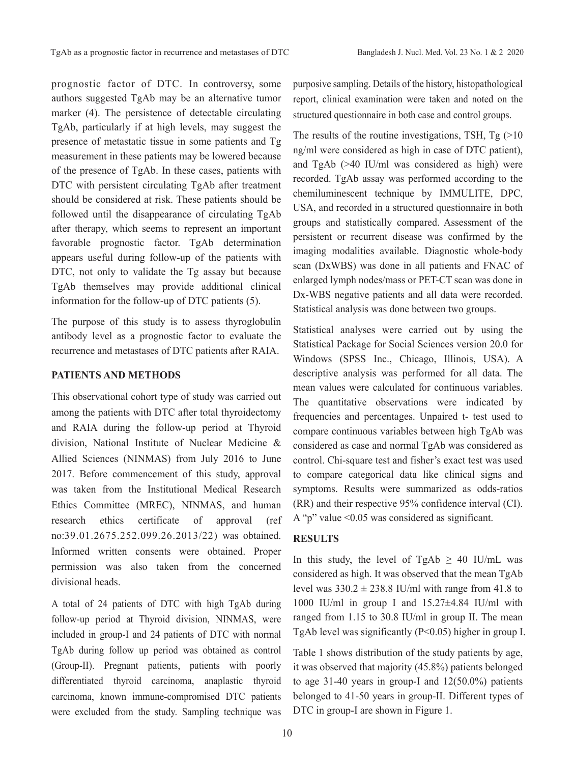prognostic factor of DTC. In controversy, some authors suggested TgAb may be an alternative tumor marker (4). The persistence of detectable circulating TgAb, particularly if at high levels, may suggest the presence of metastatic tissue in some patients and Tg measurement in these patients may be lowered because of the presence of TgAb. In these cases, patients with DTC with persistent circulating TgAb after treatment should be considered at risk. These patients should be followed until the disappearance of circulating TgAb after therapy, which seems to represent an important favorable prognostic factor. TgAb determination appears useful during follow-up of the patients with DTC, not only to validate the Tg assay but because TgAb themselves may provide additional clinical information for the follow-up of DTC patients (5).

The purpose of this study is to assess thyroglobulin antibody level as a prognostic factor to evaluate the recurrence and metastases of DTC patients after RAIA.

## PATIENTS AND METHODS

This observational cohort type of study was carried out among the patients with DTC after total thyroidectomy and RAIA during the follow-up period at Thyroid division, National Institute of Nuclear Medicine & Allied Sciences (NINMAS) from July 2016 to June 2017. Before commencement of this study, approval was taken from the Institutional Medical Research Ethics Committee (MREC), NINMAS, and human research ethics certificate of approval (ref no:39.01.2675.252.099.26.2013/22) was obtained. Informed written consents were obtained. Proper permission was also taken from the concerned divisional heads.

A total of 24 patients of DTC with high TgAb during follow-up period at Thyroid division, NINMAS, were included in group-I and 24 patients of DTC with normal TgAb during follow up period was obtained as control (Group-II). Pregnant patients, patients with poorly differentiated thyroid carcinoma, anaplastic thyroid carcinoma, known immune-compromised DTC patients were excluded from the study. Sampling technique was purposive sampling. Details of the history, histopathological report, clinical examination were taken and noted on the structured questionnaire in both case and control groups.

The results of the routine investigations, TSH, Tg (>10 ng/ml were considered as high in case of DTC patient), and TgAb (>40 IU/ml was considered as high) were recorded. TgAb assay was performed according to the chemiluminescent technique by IMMULITE, DPC, USA, and recorded in a structured questionnaire in both groups and statistically compared. Assessment of the persistent or recurrent disease was confirmed by the imaging modalities available. Diagnostic whole-body scan (DxWBS) was done in all patients and FNAC of enlarged lymph nodes/mass or PET-CT scan was done in Dx-WBS negative patients and all data were recorded. Statistical analysis was done between two groups.

Statistical analyses were carried out by using the Statistical Package for Social Sciences version 20.0 for Windows (SPSS Inc., Chicago, Illinois, USA). A descriptive analysis was performed for all data. The mean values were calculated for continuous variables. The quantitative observations were indicated by frequencies and percentages. Unpaired t- test used to compare continuous variables between high TgAb was considered as case and normal TgAb was considered as control. Chi-square test and fisher's exact test was used to compare categorical data like clinical signs and symptoms. Results were summarized as odds-ratios (RR) and their respective 95% confidence interval (CI). A "p" value <0.05 was considered as significant.

## RESULTS

In this study, the level of TgAb $\geq$ 40 IU/mL was considered as high. It was observed that the mean TgAb level was $330.2 \pm 238.8$ IU/ml with range from 41.8 to 1000 IU/ml in group I and $15.27 \pm 4.84$ IU/ml with ranged from 1.15 to 30.8 IU/ml in group II. The mean TgAb level was significantly ($P<0.05$) higher in group I.

Table 1 shows distribution of the study patients by age, it was observed that majority (45.8%) patients belonged to age 31-40 years in group-I and 12(50.0%) patients belonged to 41-50 years in group-II. Different types of DTC in group-I are shown in Figure 1.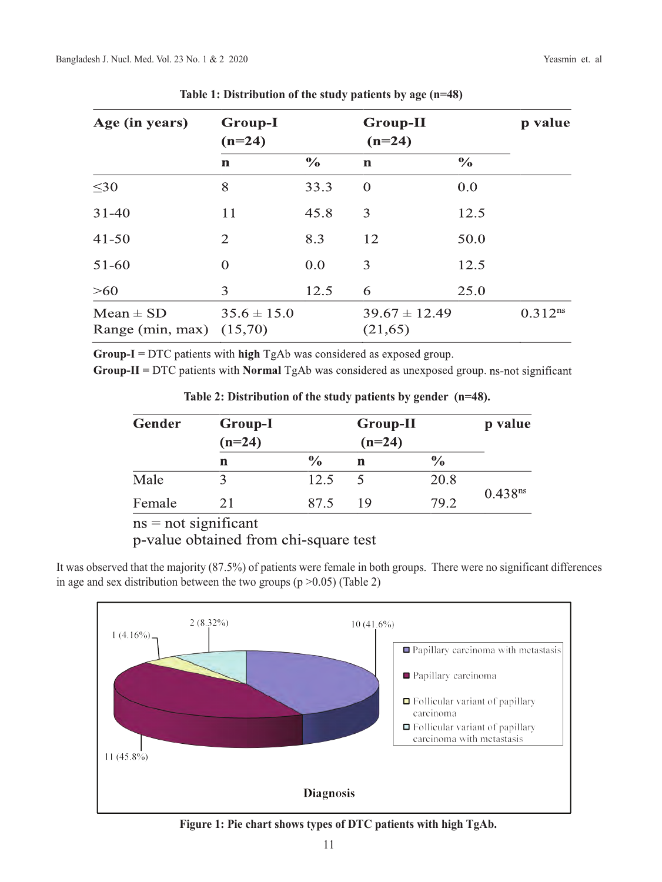**Table 1: Distribution of the study patients by age (n=48)**

| Age (in years) | Group-I (n=24) | | Group-II (n=24) | | p value |
|---|---|---|---|---|---|
| | n | % | n | % | |
| ≤30 | 8 | 33.3 | 0 | 0.0 | |
| 31-40 | 11 | 45.8 | 3 | 12.5 | |
| 41-50 | 2 | 8.3 | 12 | 50.0 | |
| 51-60 | 0 | 0.0 | 3 | 12.5 | |
| >60 | 3 | 12.5 | 6 | 25.0 | |
| Mean ± SD<br>Range (min, max) | 35.6 ± 15.0<br>(15,70) | | 39.67 ± 12.49<br>(21,65) | | $0.312^{ns}$ |

**Group-I =** DTC patients with **high** TgAb was considered as exposed group.
**Group-II =** DTC patients with **Normal** TgAb was considered as unexposed group. ns-not significant

**Table 2: Distribution of the study patients by gender (n=48).**

| Gender | Group-I (n=24) | | Group-II (n=24) | | p value |
|---|---|---|---|---|---|
| | n | % | n | % | |
| Male | 3 | 12.5 | 5 | 20.8 | $0.438^{ns}$ |
| Female | 21 | 87.5 | 19 | 79.2 | |

ns = not significant
p-value obtained from chi-square test

It was observed that the majority (87.5%) of patients were female in both groups. There were no significant differences in age and sex distribution between the two groups ($p > 0.05$) (Table 2)

1 (4.16%)
2 (8.32%)
10 (41.6%)
11 (45.8%)

Papillary carcinoma with metastasis
Papillary carcinoma
Follicular variant of papillary carcinoma
Follicular variant of papillary carcinoma with metastasis

Diagnosis

**Figure 1: Pie chart shows types of DTC patients with high TgAb.**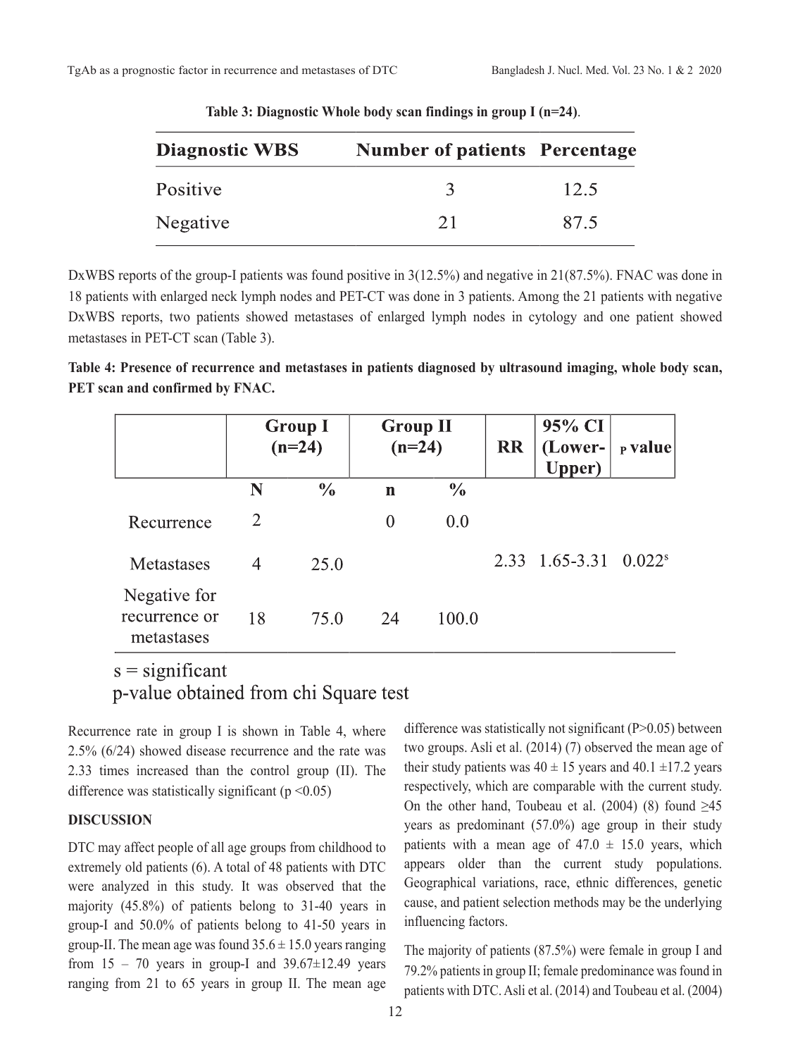**Table 3: Diagnostic Whole body scan findings in group I (n=24)**.

| Diagnostic WBS | Number of patients | Percentage |
|---|---|---|
| Positive | 3 | 12.5 |
| Negative | 21 | 87.5 |

DxWBS reports of the group-I patients was found positive in 3(12.5%) and negative in 21(87.5%). FNAC was done in 18 patients with enlarged neck lymph nodes and PET-CT was done in 3 patients. Among the 21 patients with negative DxWBS reports, two patients showed metastases of enlarged lymph nodes in cytology and one patient showed metastases in PET-CT scan (Table 3).

**Table 4: Presence of recurrence and metastases in patients diagnosed by ultrasound imaging, whole body scan, PET scan and confirmed by FNAC.**

| | Group I (n=24) | | Group II (n=24) | | RR | 95% CI (Lower-Upper) | p value |
|---|---|---|---|---|---|---|---|
| | N | % | n | % | | | |
| Recurrence | 2 | | 0 | 0.0 | | | |
| Metastases | 4 | 25.0 | | | 2.33 | 1.65-3.31 | 0.022[s] |
| Negative for recurrence or metastases | 18 | 75.0 | 24 | 100.0 | | | |

s = significant

p-value obtained from chi Square test

Recurrence rate in group I is shown in Table 4, where 2.5% (6/24) showed disease recurrence and the rate was 2.33 times increased than the control group (II). The difference was statistically significant ($p < 0.05$)

## DISCUSSION

DTC may affect people of all age groups from childhood to extremely old patients (6). A total of 48 patients with DTC were analyzed in this study. It was observed that the majority (45.8%) of patients belong to 31-40 years in group-I and 50.0% of patients belong to 41-50 years in group-II. The mean age was found $35.6 \pm 15.0$ years ranging from 15 – 70 years in group-I and $39.67 \pm 12.49$ years ranging from 21 to 65 years in group II. The mean age difference was statistically not significant ($P > 0.05$) between two groups. Asli et al. (2014) (7) observed the mean age of their study patients was $40 \pm 15$ years and $40.1 \pm 17.2$ years respectively, which are comparable with the current study. On the other hand, Toubeau et al. (2004) (8) found ≥45 years as predominant (57.0%) age group in their study patients with a mean age of $47.0 \pm 15.0$ years, which appears older than the current study populations. Geographical variations, race, ethnic differences, genetic cause, and patient selection methods may be the underlying influencing factors.

The majority of patients (87.5%) were female in group I and 79.2% patients in group II; female predominance was found in patients with DTC. Asli et al. (2014) and Toubeau et al. (2004)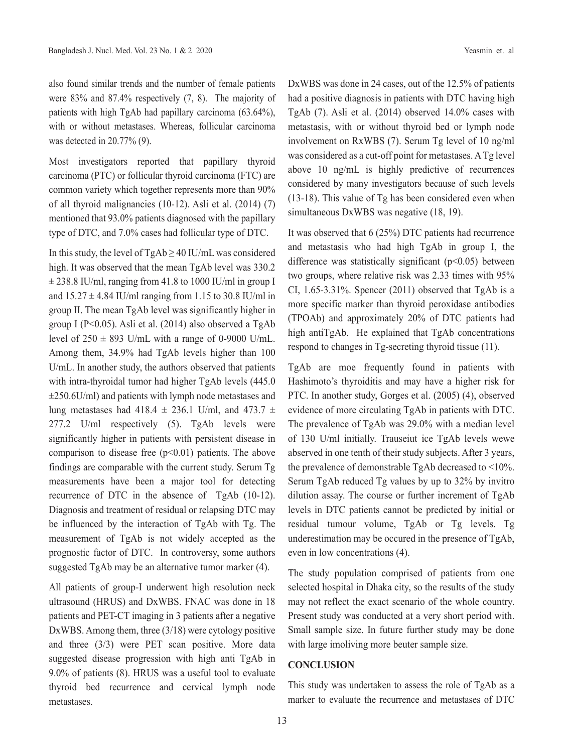also found similar trends and the number of female patients were 83% and 87.4% respectively (7, 8). The majority of patients with high TgAb had papillary carcinoma (63.64%), with or without metastases. Whereas, follicular carcinoma was detected in 20.77% (9).

Most investigators reported that papillary thyroid carcinoma (PTC) or follicular thyroid carcinoma (FTC) are common variety which together represents more than 90% of all thyroid malignancies (10-12). Asli et al. (2014) (7) mentioned that 93.0% patients diagnosed with the papillary type of DTC, and 7.0% cases had follicular type of DTC.

In this study, the level of TgAb ≥ 40 IU/mL was considered high. It was observed that the mean TgAb level was 330.2 ± 238.8 IU/ml, ranging from 41.8 to 1000 IU/ml in group I and 15.27 ± 4.84 IU/ml ranging from 1.15 to 30.8 IU/ml in group II. The mean TgAb level was significantly higher in group I (P<0.05). Asli et al. (2014) also observed a TgAb level of 250 ± 893 U/mL with a range of 0-9000 U/mL. Among them, 34.9% had TgAb levels higher than 100 U/mL. In another study, the authors observed that patients with intra-thyroidal tumor had higher TgAb levels (445.0 ±250.6U/ml) and patients with lymph node metastases and lung metastases had 418.4 ± 236.1 U/ml, and 473.7 ± 277.2 U/ml respectively (5). TgAb levels were significantly higher in patients with persistent disease in comparison to disease free (p<0.01) patients. The above findings are comparable with the current study. Serum Tg measurements have been a major tool for detecting recurrence of DTC in the absence of TgAb (10-12). Diagnosis and treatment of residual or relapsing DTC may be influenced by the interaction of TgAb with Tg. The measurement of TgAb is not widely accepted as the prognostic factor of DTC. In controversy, some authors suggested TgAb may be an alternative tumor marker (4).

All patients of group-I underwent high resolution neck ultrasound (HRUS) and DxWBS. FNAC was done in 18 patients and PET-CT imaging in 3 patients after a negative DxWBS. Among them, three (3/18) were cytology positive and three (3/3) were PET scan positive. More data suggested disease progression with high anti TgAb in 9.0% of patients (8). HRUS was a useful tool to evaluate thyroid bed recurrence and cervical lymph node metastases.

DxWBS was done in 24 cases, out of the 12.5% of patients had a positive diagnosis in patients with DTC having high TgAb (7). Asli et al. (2014) observed 14.0% cases with metastasis, with or without thyroid bed or lymph node involvement on RxWBS (7). Serum Tg level of 10 ng/ml was considered as a cut-off point for metastases. A Tg level above 10 ng/mL is highly predictive of recurrences considered by many investigators because of such levels (13-18). This value of Tg has been considered even when simultaneous DxWBS was negative (18, 19).

It was observed that 6 (25%) DTC patients had recurrence and metastasis who had high TgAb in group I, the difference was statistically significant (p<0.05) between two groups, where relative risk was 2.33 times with 95% CI, 1.65-3.31%. Spencer (2011) observed that TgAb is a more specific marker than thyroid peroxidase antibodies (TPOAb) and approximately 20% of DTC patients had high antiTgAb. He explained that TgAb concentrations respond to changes in Tg-secreting thyroid tissue (11).

TgAb are moe frequently found in patients with Hashimoto's thyroiditis and may have a higher risk for PTC. In another study, Gorges et al. (2005) (4), observed evidence of more circulating TgAb in patients with DTC. The prevalence of TgAb was 29.0% with a median level of 130 U/ml initially. Trauseiut ice TgAb levels wewe abserved in one tenth of their study subjects. After 3 years, the prevalence of demonstrable TgAb decreased to <10%. Serum TgAb reduced Tg values by up to 32% by invitro dilution assay. The course or further increment of TgAb levels in DTC patients cannot be predicted by initial or residual tumour volume, TgAb or Tg levels. Tg underestimation may be occured in the presence of TgAb, even in low concentrations (4).

The study population comprised of patients from one selected hospital in Dhaka city, so the results of the study may not reflect the exact scenario of the whole country. Present study was conducted at a very short period with. Small sample size. In future further study may be done with large imoliving more beuter sample size.

## CONCLUSION

This study was undertaken to assess the role of TgAb as a marker to evaluate the recurrence and metastases of DTC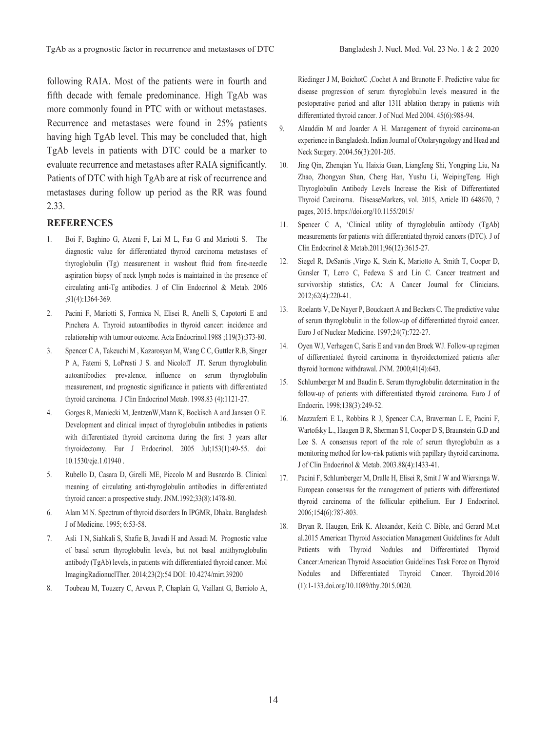following RAIA. Most of the patients were in fourth and fifth decade with female predominance. High TgAb was more commonly found in PTC with or without metastases. Recurrence and metastases were found in 25% patients having high TgAb level. This may be concluded that, high TgAb levels in patients with DTC could be a marker to evaluate recurrence and metastases after RAIA significantly. Patients of DTC with high TgAb are at risk of recurrence and metastases during follow up period as the RR was found 2.33.

## REFERENCES

1. Boi F, Baghino G, Atzeni F, Lai M L, Faa G and Mariotti S. The diagnostic value for differentiated thyroid carcinoma metastases of thyroglobulin (Tg) measurement in washout fluid from fine-needle aspiration biopsy of neck lymph nodes is maintained in the presence of circulating anti-Tg antibodies. J of Clin Endocrinol & Metab. 2006 ;91(4):1364-369.
2. Pacini F, Mariotti S, Formica N, Elisei R, Anelli S, Capotorti E and Pinchera A. Thyroid autoantibodies in thyroid cancer: incidence and relationship with tumour outcome. Acta Endocrinol.1988 ;119(3):373-80.
3. Spencer C A, Takeuchi M , Kazarosyan M, Wang C C, Guttler R.B, Singer P A, Fatemi S, LoPresti J S. and Nicoloff JT. Serum thyroglobulin autoantibodies: prevalence, influence on serum thyroglobulin measurement, and prognostic significance in patients with differentiated thyroid carcinoma. J Clin Endocrinol Metab. 1998.83 (4):1121-27.
4. Gorges R, Maniecki M, JentzenW,Mann K, Bockisch A and Janssen O E. Development and clinical impact of thyroglobulin antibodies in patients with differentiated thyroid carcinoma during the first 3 years after thyroidectomy. Eur J Endocrinol. 2005 Jul;153(1):49-55. doi: 10.1530/eje.1.01940 .
5. Rubello D, Casara D, Girelli ME, Piccolo M and Busnardo B. Clinical meaning of circulating anti-thyroglobulin antibodies in differentiated thyroid cancer: a prospective study. JNM.1992;33(8):1478-80.
6. Alam M N. Spectrum of thyroid disorders In IPGMR, Dhaka. Bangladesh J of Medicine. 1995; 6:53-58.
7. Asli I N, Siahkali S, Shafie B, Javadi H and Assadi M. Prognostic value of basal serum thyroglobulin levels, but not basal antithyroglobulin antibody (TgAb) levels, in patients with differentiated thyroid cancer. Mol ImagingRadionuclTher. 2014;23(2):54 DOI: 10.4274/mirt.39200
8. Toubeau M, Touzery C, Arveux P, Chaplain G, Vaillant G, Berriolo A, Riedinger J M, BoichotC ,Cochet A and Brunotte F. Predictive value for disease progression of serum thyroglobulin levels measured in the postoperative period and after 131I ablation therapy in patients with differentiated thyroid cancer. J of Nucl Med 2004. 45(6):988-94.
9. Alauddin M and Joarder A H. Management of thyroid carcinoma-an experience in Bangladesh. Indian Journal of Otolaryngology and Head and Neck Surgery. 2004.56(3):201-205.
10. Jing Qin, Zhenqian Yu, Haixia Guan, Liangfeng Shi, Yongping Liu, Na Zhao, Zhongyan Shan, Cheng Han, Yushu Li, WeipingTeng. High Thyroglobulin Antibody Levels Increase the Risk of Differentiated Thyroid Carcinoma. DiseaseMarkers, vol. 2015, Article ID 648670, 7 pages, 2015. https://doi.org/10.1155/2015/
11. Spencer C A, 'Clinical utility of thyroglobulin antibody (TgAb) measurements for patients with differentiated thyroid cancers (DTC). J of Clin Endocrinol & Metab.2011;96(12):3615-27.
12. Siegel R, DeSantis ,Virgo K, Stein K, Mariotto A, Smith T, Cooper D, Gansler T, Lerro C, Fedewa S and Lin C. Cancer treatment and survivorship statistics, CA: A Cancer Journal for Clinicians. 2012;62(4):220-41.
13. Roelants V, De Nayer P, Bouckaert A and Beckers C. The predictive value of serum thyroglobulin in the follow-up of differentiated thyroid cancer. Euro J of Nuclear Medicine. 1997;24(7):722-27.
14. Oyen WJ, Verhagen C, Saris E and van den Broek WJ. Follow-up regimen of differentiated thyroid carcinoma in thyroidectomized patients after thyroid hormone withdrawal. JNM. 2000;41(4):643.
15. Schlumberger M and Baudin E. Serum thyroglobulin determination in the follow-up of patients with differentiated thyroid carcinoma. Euro J of Endocrin. 1998;138(3):249-52.
16. Mazzaferri E L, Robbins R J, Spencer C.A, Braverman L E, Pacini F, Wartofsky L., Haugen B R, Sherman S I, Cooper D S, Braunstein G.D and Lee S. A consensus report of the role of serum thyroglobulin as a monitoring method for low-risk patients with papillary thyroid carcinoma. J of Clin Endocrinol & Metab. 2003.88(4):1433-41.
17. Pacini F, Schlumberger M, Dralle H, Elisei R, Smit J W and Wiersinga W. European consensus for the management of patients with differentiated thyroid carcinoma of the follicular epithelium. Eur J Endocrinol. 2006;154(6):787-803.
18. Bryan R. Haugen, Erik K. Alexander, Keith C. Bible, and Gerard M.et al.2015 American Thyroid Association Management Guidelines for Adult Patients with Thyroid Nodules and Differentiated Thyroid Cancer:American Thyroid Association Guidelines Task Force on Thyroid Nodules and Differentiated Thyroid Cancer. Thyroid.2016 (1):1-133.doi.org/10.1089/thy.2015.0020.